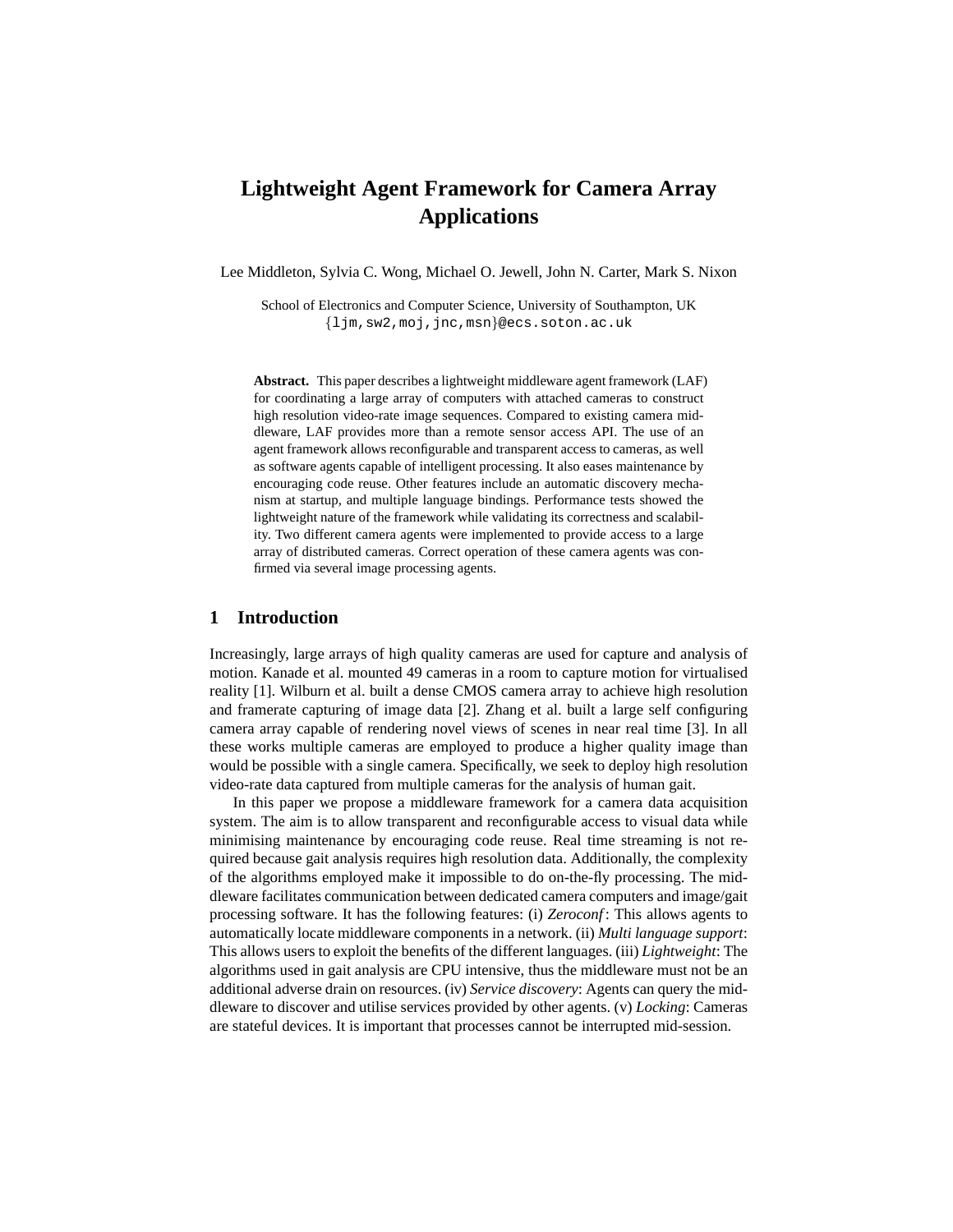# Lightweight Agent Framework for Camera Array Applications

Lee Middleton, Sylvia C. Wong, Michael O. Jewell, John N. Carter, Mark S. Nixon

School of Electronics and Computer Science, University of Southampton, UK
{ljm,sw2,moj,jnc,msn}@ecs.soton.ac.uk

**Abstract.** This paper describes a lightweight middleware agent framework (LAF) for coordinating a large array of computers with attached cameras to construct high resolution video-rate image sequences. Compared to existing camera middleware, LAF provides more than a remote sensor access API. The use of an agent framework allows reconfigurable and transparent access to cameras, as well as software agents capable of intelligent processing. It also eases maintenance by encouraging code reuse. Other features include an automatic discovery mechanism at startup, and multiple language bindings. Performance tests showed the lightweight nature of the framework while validating its correctness and scalability. Two different camera agents were implemented to provide access to a large array of distributed cameras. Correct operation of these camera agents was confirmed via several image processing agents.

## 1 Introduction

Increasingly, large arrays of high quality cameras are used for capture and analysis of motion. Kanade et al. mounted 49 cameras in a room to capture motion for virtualised reality [1]. Wilburn et al. built a dense CMOS camera array to achieve high resolution and framerate capturing of image data [2]. Zhang et al. built a large self configuring camera array capable of rendering novel views of scenes in near real time [3]. In all these works multiple cameras are employed to produce a higher quality image than would be possible with a single camera. Specifically, we seek to deploy high resolution video-rate data captured from multiple cameras for the analysis of human gait.

In this paper we propose a middleware framework for a camera data acquisition system. The aim is to allow transparent and reconfigurable access to visual data while minimising maintenance by encouraging code reuse. Real time streaming is not required because gait analysis requires high resolution data. Additionally, the complexity of the algorithms employed make it impossible to do on-the-fly processing. The middleware facilitates communication between dedicated camera computers and image/gait processing software. It has the following features: (i) *Zeroconf*: This allows agents to automatically locate middleware components in a network. (ii) *Multi language support*: This allows users to exploit the benefits of the different languages. (iii) *Lightweight*: The algorithms used in gait analysis are CPU intensive, thus the middleware must not be an additional adverse drain on resources. (iv) *Service discovery*: Agents can query the middleware to discover and utilise services provided by other agents. (v) *Locking*: Cameras are stateful devices. It is important that processes cannot be interrupted mid-session.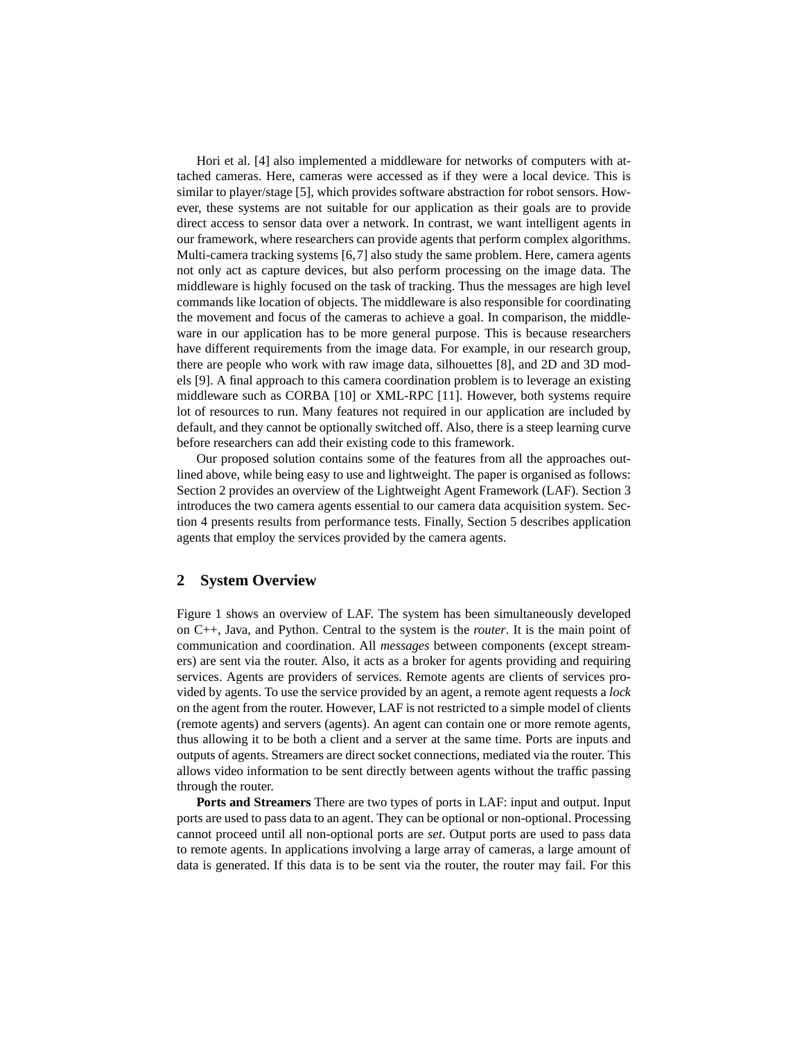Hori et al. [4] also implemented a middleware for networks of computers with attached cameras. Here, cameras were accessed as if they were a local device. This is similar to player/stage [5], which provides software abstraction for robot sensors. However, these systems are not suitable for our application as their goals are to provide direct access to sensor data over a network. In contrast, we want intelligent agents in our framework, where researchers can provide agents that perform complex algorithms. Multi-camera tracking systems [6,7] also study the same problem. Here, camera agents not only act as capture devices, but also perform processing on the image data. The middleware is highly focused on the task of tracking. Thus the messages are high level commands like location of objects. The middleware is also responsible for coordinating the movement and focus of the cameras to achieve a goal. In comparison, the middleware in our application has to be more general purpose. This is because researchers have different requirements from the image data. For example, in our research group, there are people who work with raw image data, silhouettes [8], and 2D and 3D models [9]. A final approach to this camera coordination problem is to leverage an existing middleware such as CORBA [10] or XML-RPC [11]. However, both systems require lot of resources to run. Many features not required in our application are included by default, and they cannot be optionally switched off. Also, there is a steep learning curve before researchers can add their existing code to this framework.

Our proposed solution contains some of the features from all the approaches outlined above, while being easy to use and lightweight. The paper is organised as follows: Section 2 provides an overview of the Lightweight Agent Framework (LAF). Section 3 introduces the two camera agents essential to our camera data acquisition system. Section 4 presents results from performance tests. Finally, Section 5 describes application agents that employ the services provided by the camera agents.

## 2 System Overview

Figure 1 shows an overview of LAF. The system has been simultaneously developed on C++, Java, and Python. Central to the system is the *router*. It is the main point of communication and coordination. All *messages* between components (except streamers) are sent via the router. Also, it acts as a broker for agents providing and requiring services. Agents are providers of services. Remote agents are clients of services provided by agents. To use the service provided by an agent, a remote agent requests a *lock* on the agent from the router. However, LAF is not restricted to a simple model of clients (remote agents) and servers (agents). An agent can contain one or more remote agents, thus allowing it to be both a client and a server at the same time. Ports are inputs and outputs of agents. Streamers are direct socket connections, mediated via the router. This allows video information to be sent directly between agents without the traffic passing through the router.

**Ports and Streamers** There are two types of ports in LAF: input and output. Input ports are used to pass data to an agent. They can be optional or non-optional. Processing cannot proceed until all non-optional ports are *set*. Output ports are used to pass data to remote agents. In applications involving a large array of cameras, a large amount of data is generated. If this data is to be sent via the router, the router may fail. For this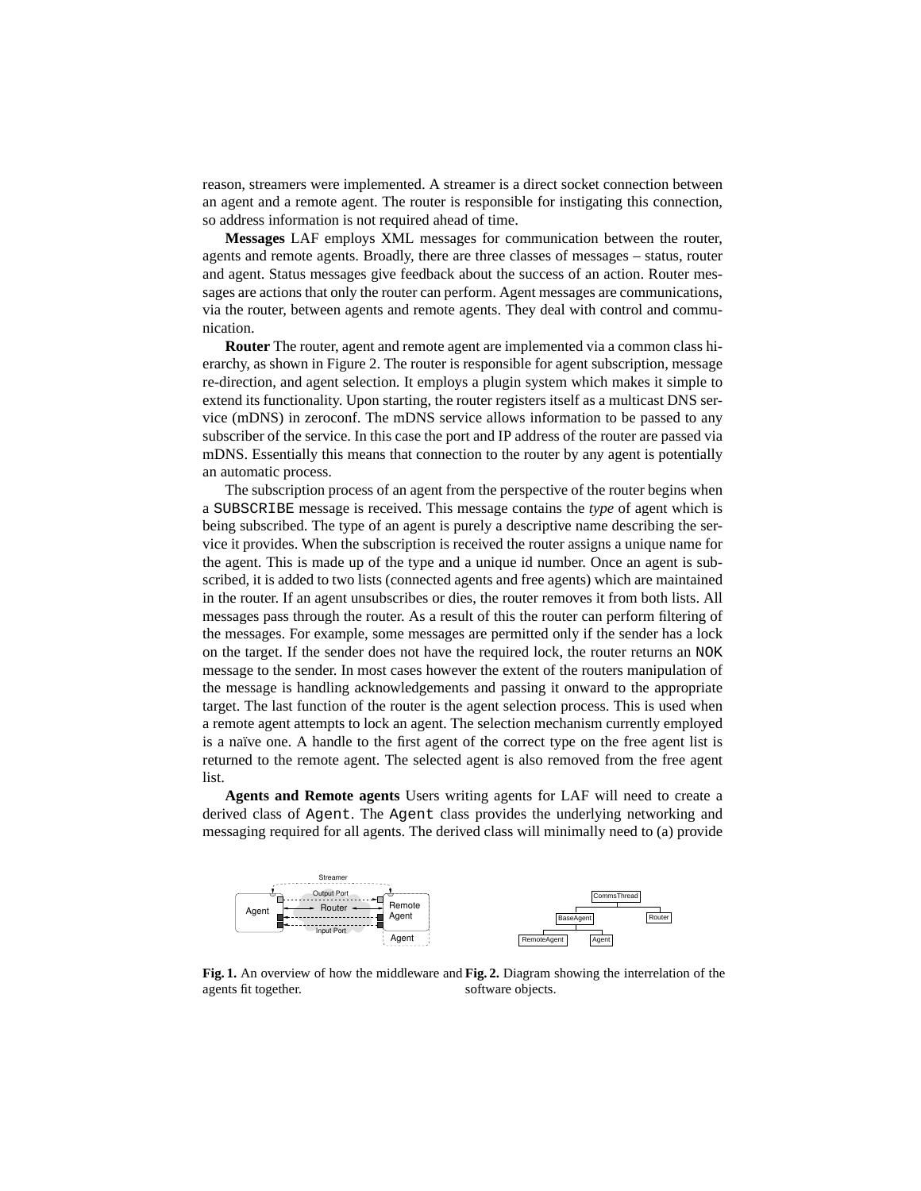reason, streamers were implemented. A streamer is a direct socket connection between an agent and a remote agent. The router is responsible for instigating this connection, so address information is not required ahead of time.

**Messages** LAF employs XML messages for communication between the router, agents and remote agents. Broadly, there are three classes of messages – status, router and agent. Status messages give feedback about the success of an action. Router messages are actions that only the router can perform. Agent messages are communications, via the router, between agents and remote agents. They deal with control and communication.

**Router** The router, agent and remote agent are implemented via a common class hierarchy, as shown in Figure 2. The router is responsible for agent subscription, message re-direction, and agent selection. It employs a plugin system which makes it simple to extend its functionality. Upon starting, the router registers itself as a multicast DNS service (mDNS) in zeroconf. The mDNS service allows information to be passed to any subscriber of the service. In this case the port and IP address of the router are passed via mDNS. Essentially this means that connection to the router by any agent is potentially an automatic process.

The subscription process of an agent from the perspective of the router begins when a `SUBSCRIBE` message is received. This message contains the *type* of agent which is being subscribed. The type of an agent is purely a descriptive name describing the service it provides. When the subscription is received the router assigns a unique name for the agent. This is made up of the type and a unique id number. Once an agent is subscribed, it is added to two lists (connected agents and free agents) which are maintained in the router. If an agent unsubscribes or dies, the router removes it from both lists. All messages pass through the router. As a result of this the router can perform filtering of the messages. For example, some messages are permitted only if the sender has a lock on the target. If the sender does not have the required lock, the router returns an `NOK` message to the sender. In most cases however the extent of the routers manipulation of the message is handling acknowledgements and passing it onward to the appropriate target. The last function of the router is the agent selection process. This is used when a remote agent attempts to lock an agent. The selection mechanism currently employed is a naïve one. A handle to the first agent of the correct type on the free agent list is returned to the remote agent. The selected agent is also removed from the free agent list.

**Agents and Remote agents** Users writing agents for LAF will need to create a derived class of `Agent`. The `Agent` class provides the underlying networking and messaging required for all agents. The derived class will minimally need to (a) provide

Streamer
Output Port
Agent
Router
Remote Agent
Input Port
Agent

**Fig. 1.** An overview of how the middleware and agents fit together.

CommsThread
BaseAgent
Router
RemoteAgent
Agent

**Fig. 2.** Diagram showing the interrelation of the software objects.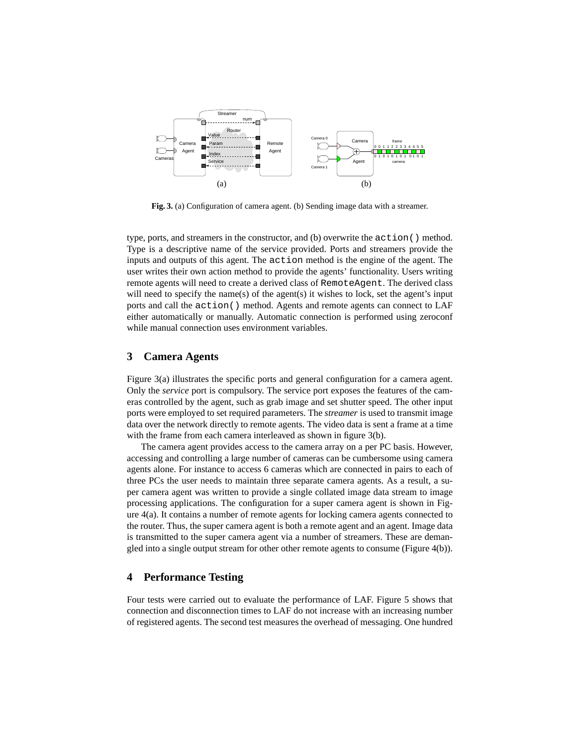Streamer

num

Router

Value

Param

Index

Service

Camera

Agent

Remote

Agent

Cameras

(a)

Camera 0

Camera 1

Camera

Agent

frame

0 0 1 1 2 2 3 3 4 4 5 5

0 1 0 1 0 1 0 1 0 1 0 1

camera

(b)

**Fig. 3.** (a) Configuration of camera agent. (b) Sending image data with a streamer.

type, ports, and streamers in the constructor, and (b) overwrite the `action()` method. Type is a descriptive name of the service provided. Ports and streamers provide the inputs and outputs of this agent. The `action` method is the engine of the agent. The user writes their own action method to provide the agents' functionality. Users writing remote agents will need to create a derived class of `RemoteAgent`. The derived class will need to specify the name(s) of the agent(s) it wishes to lock, set the agent's input ports and call the `action()` method. Agents and remote agents can connect to LAF either automatically or manually. Automatic connection is performed using zeroconf while manual connection uses environment variables.

## 3 Camera Agents

Figure 3(a) illustrates the specific ports and general configuration for a camera agent. Only the *service* port is compulsory. The service port exposes the features of the cameras controlled by the agent, such as grab image and set shutter speed. The other input ports were employed to set required parameters. The *streamer* is used to transmit image data over the network directly to remote agents. The video data is sent a frame at a time with the frame from each camera interleaved as shown in figure 3(b).

The camera agent provides access to the camera array on a per PC basis. However, accessing and controlling a large number of cameras can be cumbersome using camera agents alone. For instance to access 6 cameras which are connected in pairs to each of three PCs the user needs to maintain three separate camera agents. As a result, a super camera agent was written to provide a single collated image data stream to image processing applications. The configuration for a super camera agent is shown in Figure 4(a). It contains a number of remote agents for locking camera agents connected to the router. Thus, the super camera agent is both a remote agent and an agent. Image data is transmitted to the super camera agent via a number of streamers. These are demangled into a single output stream for other other remote agents to consume (Figure 4(b)).

## 4 Performance Testing

Four tests were carried out to evaluate the performance of LAF. Figure 5 shows that connection and disconnection times to LAF do not increase with an increasing number of registered agents. The second test measures the overhead of messaging. One hundred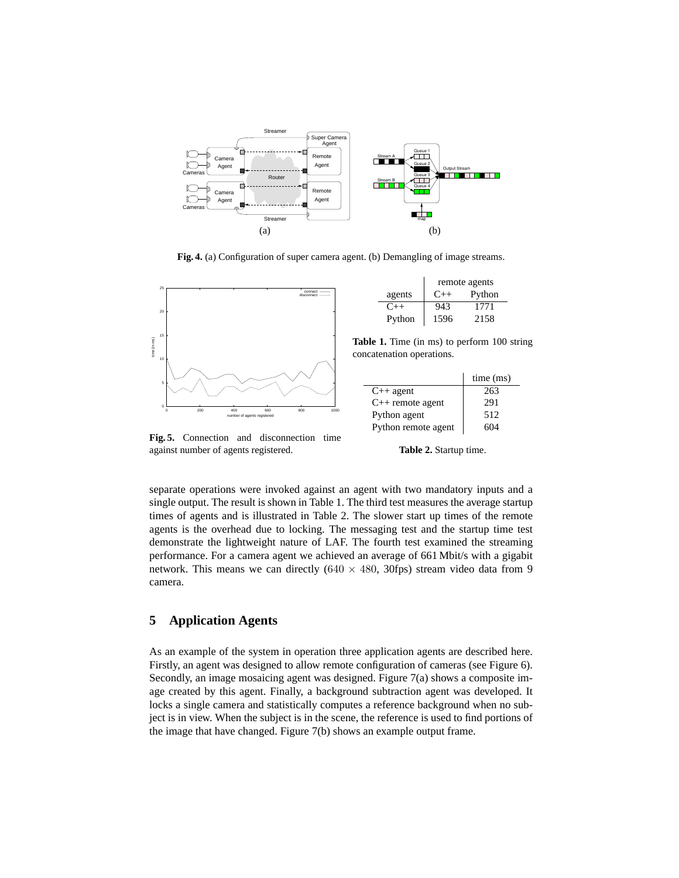Fig. 4. (a) Configuration of super camera agent. (b) Demangling of image streams.

Fig. 5. Connection and disconnection time against number of agents registered.

| | remote agents | |
|---|---|---|
| agents | C++ | Python |
| C++ | 943 | 1771 |
| Python | 1596 | 2158 |

**Table 1.** Time (in ms) to perform 100 string concatenation operations.

| | time (ms) |
|---|---|
| C++ agent | 263 |
| C++ remote agent | 291 |
| Python agent | 512 |
| Python remote agent | 604 |

**Table 2.** Startup time.

separate operations were invoked against an agent with two mandatory inputs and a single output. The result is shown in Table 1. The third test measures the average startup times of agents and is illustrated in Table 2. The slower start up times of the remote agents is the overhead due to locking. The messaging test and the startup time test demonstrate the lightweight nature of LAF. The fourth test examined the streaming performance. For a camera agent we achieved an average of 661 Mbit/s with a gigabit network. This means we can directly ($640 \times 480$, 30fps) stream video data from 9 camera.

## 5 Application Agents

As an example of the system in operation three application agents are described here. Firstly, an agent was designed to allow remote configuration of cameras (see Figure 6). Secondly, an image mosaicing agent was designed. Figure 7(a) shows a composite image created by this agent. Finally, a background subtraction agent was developed. It locks a single camera and statistically computes a reference background when no subject is in view. When the subject is in the scene, the reference is used to find portions of the image that have changed. Figure 7(b) shows an example output frame.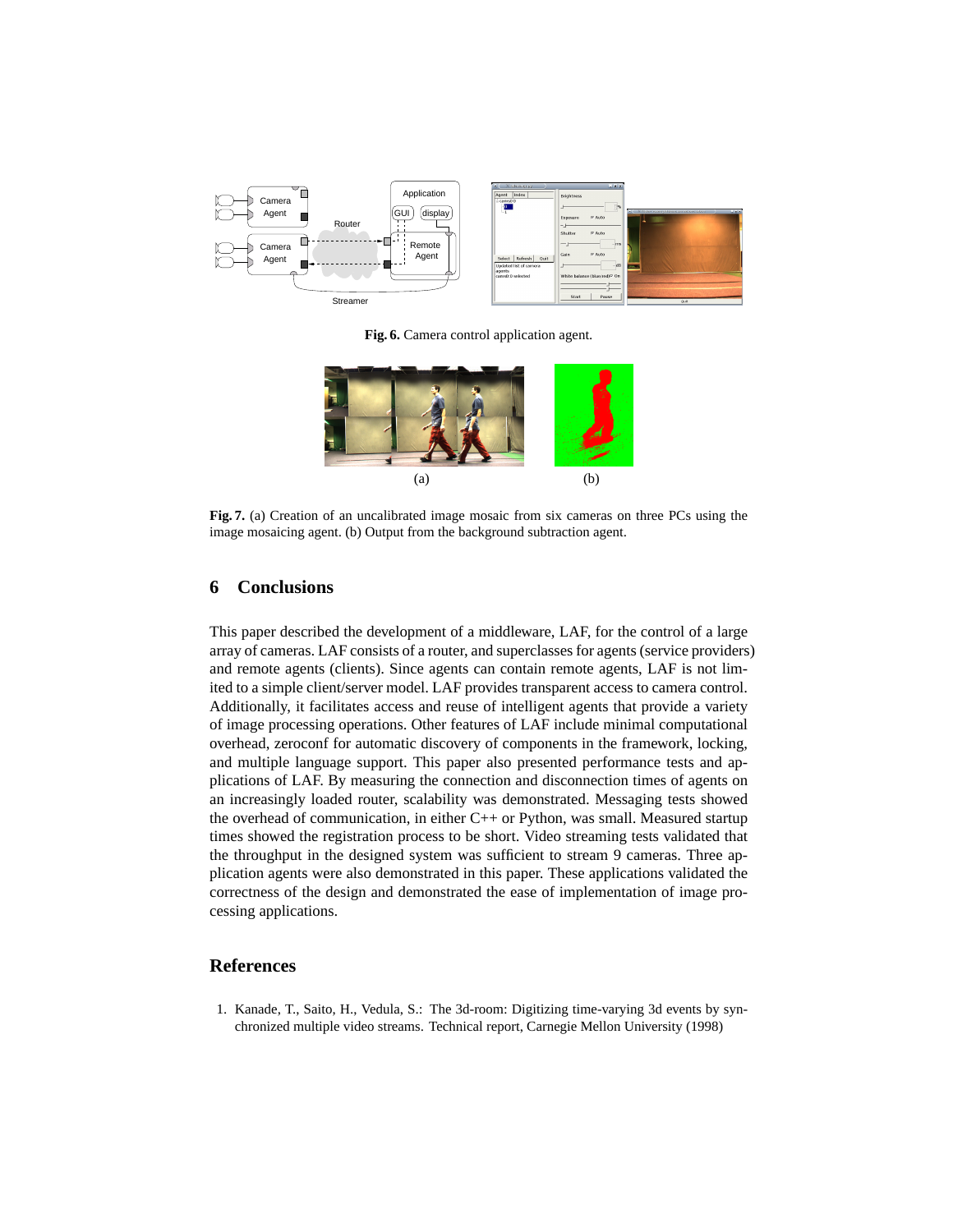**Fig. 6.** Camera control application agent.

(a) (b)

**Fig. 7.** (a) Creation of an uncalibrated image mosaic from six cameras on three PCs using the image mosaicing agent. (b) Output from the background subtraction agent.

## 6 Conclusions

This paper described the development of a middleware, LAF, for the control of a large array of cameras. LAF consists of a router, and superclasses for agents (service providers) and remote agents (clients). Since agents can contain remote agents, LAF is not limited to a simple client/server model. LAF provides transparent access to camera control. Additionally, it facilitates access and reuse of intelligent agents that provide a variety of image processing operations. Other features of LAF include minimal computational overhead, zeroconf for automatic discovery of components in the framework, locking, and multiple language support. This paper also presented performance tests and applications of LAF. By measuring the connection and disconnection times of agents on an increasingly loaded router, scalability was demonstrated. Messaging tests showed the overhead of communication, in either C++ or Python, was small. Measured startup times showed the registration process to be short. Video streaming tests validated that the throughput in the designed system was sufficient to stream 9 cameras. Three application agents were also demonstrated in this paper. These applications validated the correctness of the design and demonstrated the ease of implementation of image processing applications.

## References

1. Kanade, T., Saito, H., Vedula, S.: The 3d-room: Digitizing time-varying 3d events by synchronized multiple video streams. Technical report, Carnegie Mellon University (1998)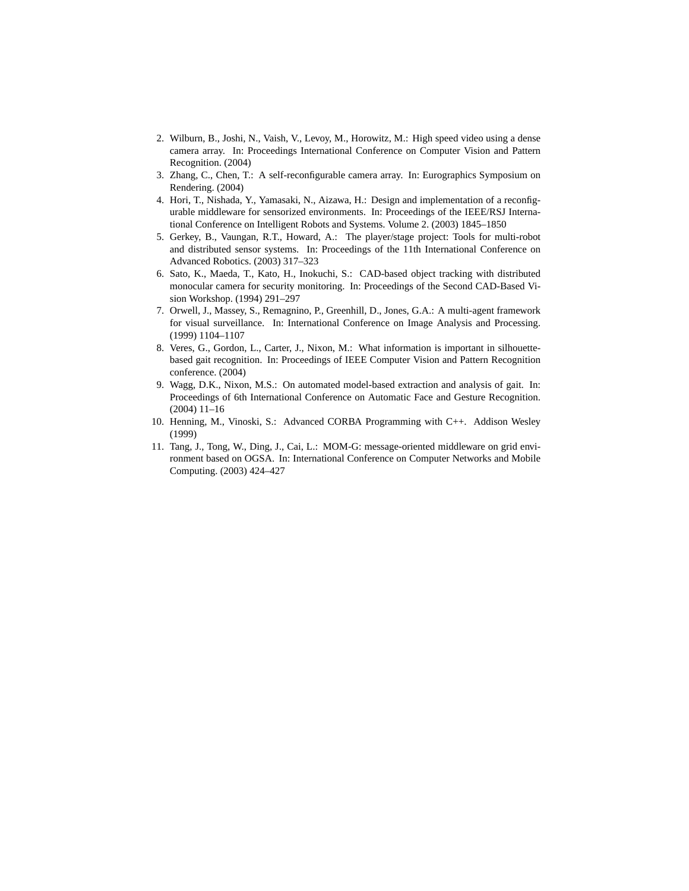2. Wilburn, B., Joshi, N., Vaish, V., Levoy, M., Horowitz, M.: High speed video using a dense camera array. In: Proceedings International Conference on Computer Vision and Pattern Recognition. (2004)
3. Zhang, C., Chen, T.: A self-reconfigurable camera array. In: Eurographics Symposium on Rendering. (2004)
4. Hori, T., Nishada, Y., Yamasaki, N., Aizawa, H.: Design and implementation of a reconfigurable middleware for sensorized environments. In: Proceedings of the IEEE/RSJ International Conference on Intelligent Robots and Systems. Volume 2. (2003) 1845–1850
5. Gerkey, B., Vaungan, R.T., Howard, A.: The player/stage project: Tools for multi-robot and distributed sensor systems. In: Proceedings of the 11th International Conference on Advanced Robotics. (2003) 317–323
6. Sato, K., Maeda, T., Kato, H., Inokuchi, S.: CAD-based object tracking with distributed monocular camera for security monitoring. In: Proceedings of the Second CAD-Based Vision Workshop. (1994) 291–297
7. Orwell, J., Massey, S., Remagnino, P., Greenhill, D., Jones, G.A.: A multi-agent framework for visual surveillance. In: International Conference on Image Analysis and Processing. (1999) 1104–1107
8. Veres, G., Gordon, L., Carter, J., Nixon, M.: What information is important in silhouette-based gait recognition. In: Proceedings of IEEE Computer Vision and Pattern Recognition conference. (2004)
9. Wagg, D.K., Nixon, M.S.: On automated model-based extraction and analysis of gait. In: Proceedings of 6th International Conference on Automatic Face and Gesture Recognition. (2004) 11–16
10. Henning, M., Vinoski, S.: Advanced CORBA Programming with C++. Addison Wesley (1999)
11. Tang, J., Tong, W., Ding, J., Cai, L.: MOM-G: message-oriented middleware on grid environment based on OGSA. In: International Conference on Computer Networks and Mobile Computing. (2003) 424–427